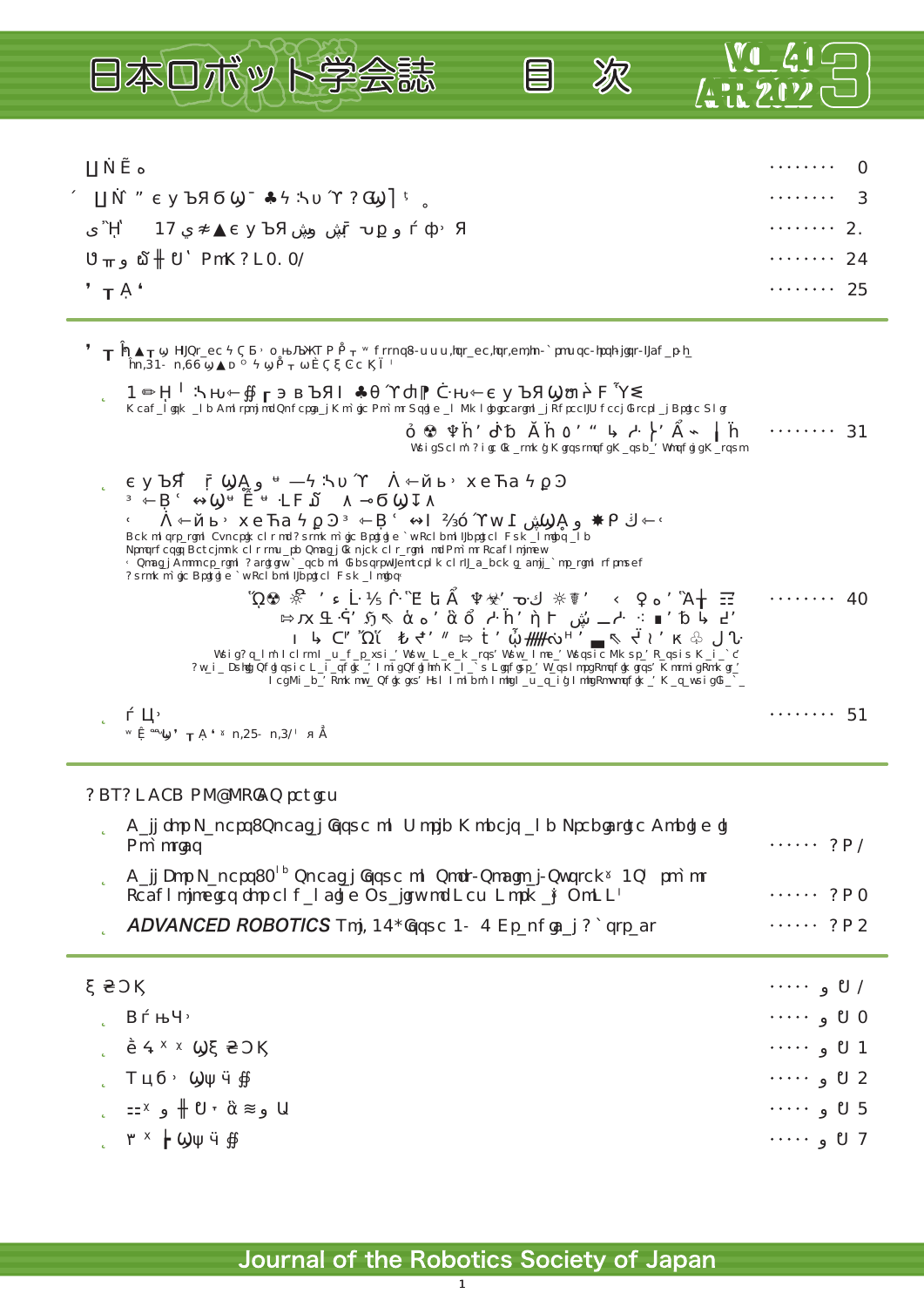# 日本ロボット学会誌 目 次

VOL.41 APR 2023 3

| | |
|---|---|
| ∐ṄẼ。 | ........ 0 |
| ∐Ṅ" єуЪЯбѠ ♣ϟ∶ኤυ ϒ?Ꞡ] 。 | ........ 3 |
| 17 ي≉▲єуЪЯ | ........ 2. |
| PmK?L0.0/ | ........ 24 |
| ,ᴛḀ' | ........ 25 |

'ᴛ h̄▲ᴛѡ HJQr_ec ϟ Ç Б, o њЉЖТ P P̊ᴛ f rrnq8-u u u,hqr_ec,hqr,em,hn-`pmuqc-hpqh-jgqr-IJaf_p-h_ hn,31- n,66

- 1 ✏H̍ ∶ኤщ⇠∯ ᴦ϶ в ЪЯ I ♣θ ϒ ȡ ⁋ Ċ·щ⇠є у ЪЯ Ѡ ℧ ᴘ̀ F ϓ≨
  Kcaf_lgqk _lbAmlrpmjmdQnfcpga_jKmgjcPmmrSqgle_lMk lbggcargml_jRfpccIJUfccjGrcpl_jBpgtcSIgr
  ....... 31

- єуЪЯ ṛ ѠḀ —ϟ∶ኤυ ϒ Ȧ⇠йь xeЋaϟϼↃ
  Ȧ⇠йь xeЋaϟϼↃ ⇠Ḃ ↔I ⅔ó ϒ w I ѠḀ ✸P
  Bckmlqrp_rgml Cvncpgkclr mdSrmkm`gjc Bpgtgle `wRclbmlIJbpgtcl Fsk_lmgbq_lb Npmrmrcqgg Bctcjmnkclr rmu_pb Qmagj Gknjck clr_rgml mdPmmrRcaf lmjmew Qmagj Amlrcp_rgml ?argtgrw`_qcbml Gbcsqrpwljemtcpl k cIJ_a_bckg_amjj_`mp_rgml
  ....... 40

- ṛ Ц
  ....... 51

? BT? LACB PM@MRGAQ pctgcu

- A_jjdmp N_ncpq8Qncagj Gqsc ml Umpjb Kmbcjq_lb Npcbgargtc Ambgeg Pm`mrgaq ....... ?P/
- A_jjDmpN_ncpq80 Qncagj Gqsc ml Qmdr-Qmagmj-Qwrck 1Q pm`mr Rcaf lmjmegcq dmp clf_lagle Os_jgrwmdLcu LmpkOmLL ....... ?P0
- *ADVANCED ROBOTICS* Tmj,14*Gqsc 1- 4 Ep_nfg_j?`qrp_ar ....... ?P2

| | |
|---|---|
| ξ ⋧ϽĶ | ..... ʊ/ |
| Bṛ њЧ | ..... ʊ0 |
| ѐ ϟ ˣ ˣ Ѡξ ⋧ϽĶ | ..... ʊ1 |
| Тцб Ѡψ ӵ ∯ | ..... ʊ2 |
| ⚏ ╫ ʊ ᾶ ≈ Ц | ..... ʊ5 |
| ᵚ ˣ ┣ Ѡψ ӵ ∯ | ..... ʊ7 |

Journal of the Robotics Society of Japan